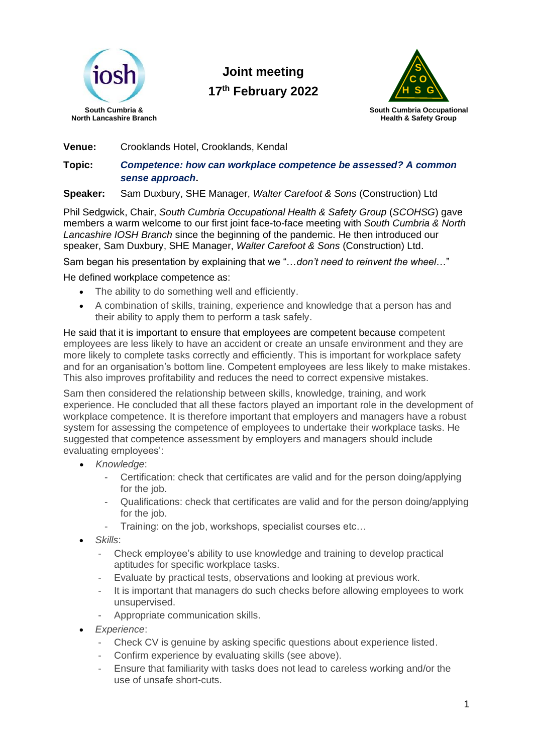**South Cumbria & North Lancashire Branch**

# Joint meeting
## 17th February 2022

**South Cumbria Occupational Health & Safety Group**

**Venue:** Crooklands Hotel, Crooklands, Kendal

**Topic:** ***Competence: how can workplace competence be assessed? A common sense approach*.**

**Speaker:** Sam Duxbury, SHE Manager, *Walter Carefoot & Sons* (Construction) Ltd

Phil Sedgwick, Chair, *South Cumbria Occupational Health & Safety Group* (*SCOHSG*) gave members a warm welcome to our first joint face-to-face meeting with *South Cumbria & North Lancashire IOSH Branch* since the beginning of the pandemic. He then introduced our speaker, Sam Duxbury, SHE Manager, *Walter Carefoot & Sons* (Construction) Ltd.

Sam began his presentation by explaining that we "…*don't need to reinvent the wheel*…"

He defined workplace competence as:

- The ability to do something well and efficiently.
- A combination of skills, training, experience and knowledge that a person has and their ability to apply them to perform a task safely.

He said that it is important to ensure that employees are competent because competent employees are less likely to have an accident or create an unsafe environment and they are more likely to complete tasks correctly and efficiently. This is important for workplace safety and for an organisation's bottom line. Competent employees are less likely to make mistakes. This also improves profitability and reduces the need to correct expensive mistakes.

Sam then considered the relationship between skills, knowledge, training, and work experience. He concluded that all these factors played an important role in the development of workplace competence. It is therefore important that employers and managers have a robust system for assessing the competence of employees to undertake their workplace tasks. He suggested that competence assessment by employers and managers should include evaluating employees':

- *Knowledge*:
  - Certification: check that certificates are valid and for the person doing/applying for the job.
  - Qualifications: check that certificates are valid and for the person doing/applying for the job.
  - Training: on the job, workshops, specialist courses etc…
- *Skills*:
  - Check employee's ability to use knowledge and training to develop practical aptitudes for specific workplace tasks.
  - Evaluate by practical tests, observations and looking at previous work.
  - It is important that managers do such checks before allowing employees to work unsupervised.
  - Appropriate communication skills.
- *Experience*:
  - Check CV is genuine by asking specific questions about experience listed.
  - Confirm experience by evaluating skills (see above).
  - Ensure that familiarity with tasks does not lead to careless working and/or the use of unsafe short-cuts.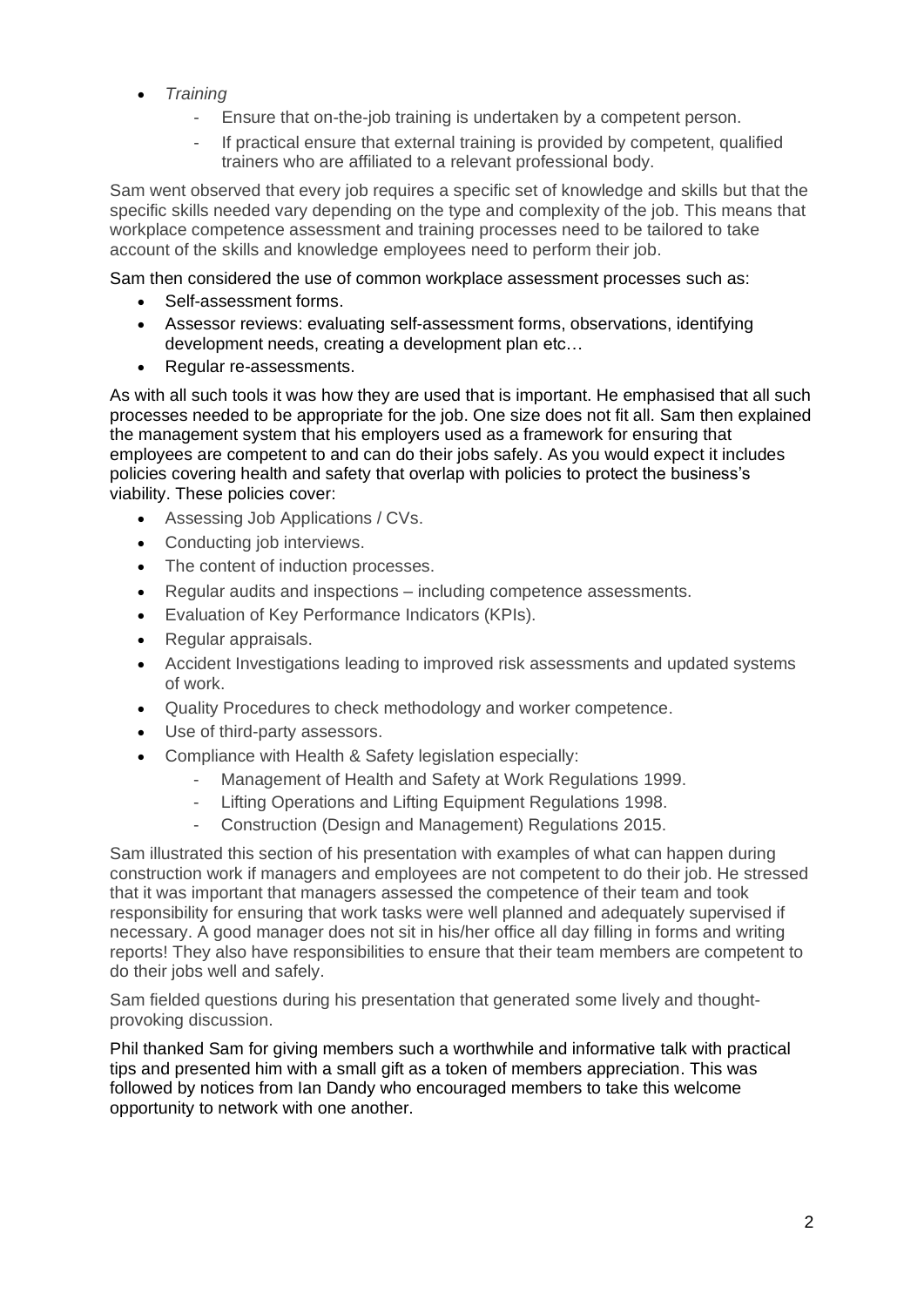- *Training*
    - Ensure that on-the-job training is undertaken by a competent person.
    - If practical ensure that external training is provided by competent, qualified trainers who are affiliated to a relevant professional body.

Sam went observed that every job requires a specific set of knowledge and skills but that the specific skills needed vary depending on the type and complexity of the job. This means that workplace competence assessment and training processes need to be tailored to take account of the skills and knowledge employees need to perform their job.

Sam then considered the use of common workplace assessment processes such as:

- Self-assessment forms.
- Assessor reviews: evaluating self-assessment forms, observations, identifying development needs, creating a development plan etc…
- Regular re-assessments.

As with all such tools it was how they are used that is important. He emphasised that all such processes needed to be appropriate for the job. One size does not fit all. Sam then explained the management system that his employers used as a framework for ensuring that employees are competent to and can do their jobs safely. As you would expect it includes policies covering health and safety that overlap with policies to protect the business's viability. These policies cover:

- Assessing Job Applications / CVs.
- Conducting job interviews.
- The content of induction processes.
- Regular audits and inspections – including competence assessments.
- Evaluation of Key Performance Indicators (KPIs).
- Regular appraisals.
- Accident Investigations leading to improved risk assessments and updated systems of work.
- Quality Procedures to check methodology and worker competence.
- Use of third-party assessors.
- Compliance with Health & Safety legislation especially:
    - Management of Health and Safety at Work Regulations 1999.
    - Lifting Operations and Lifting Equipment Regulations 1998.
    - Construction (Design and Management) Regulations 2015.

Sam illustrated this section of his presentation with examples of what can happen during construction work if managers and employees are not competent to do their job. He stressed that it was important that managers assessed the competence of their team and took responsibility for ensuring that work tasks were well planned and adequately supervised if necessary. A good manager does not sit in his/her office all day filling in forms and writing reports! They also have responsibilities to ensure that their team members are competent to do their jobs well and safely.

Sam fielded questions during his presentation that generated some lively and thought-provoking discussion.

Phil thanked Sam for giving members such a worthwhile and informative talk with practical tips and presented him with a small gift as a token of members appreciation. This was followed by notices from Ian Dandy who encouraged members to take this welcome opportunity to network with one another.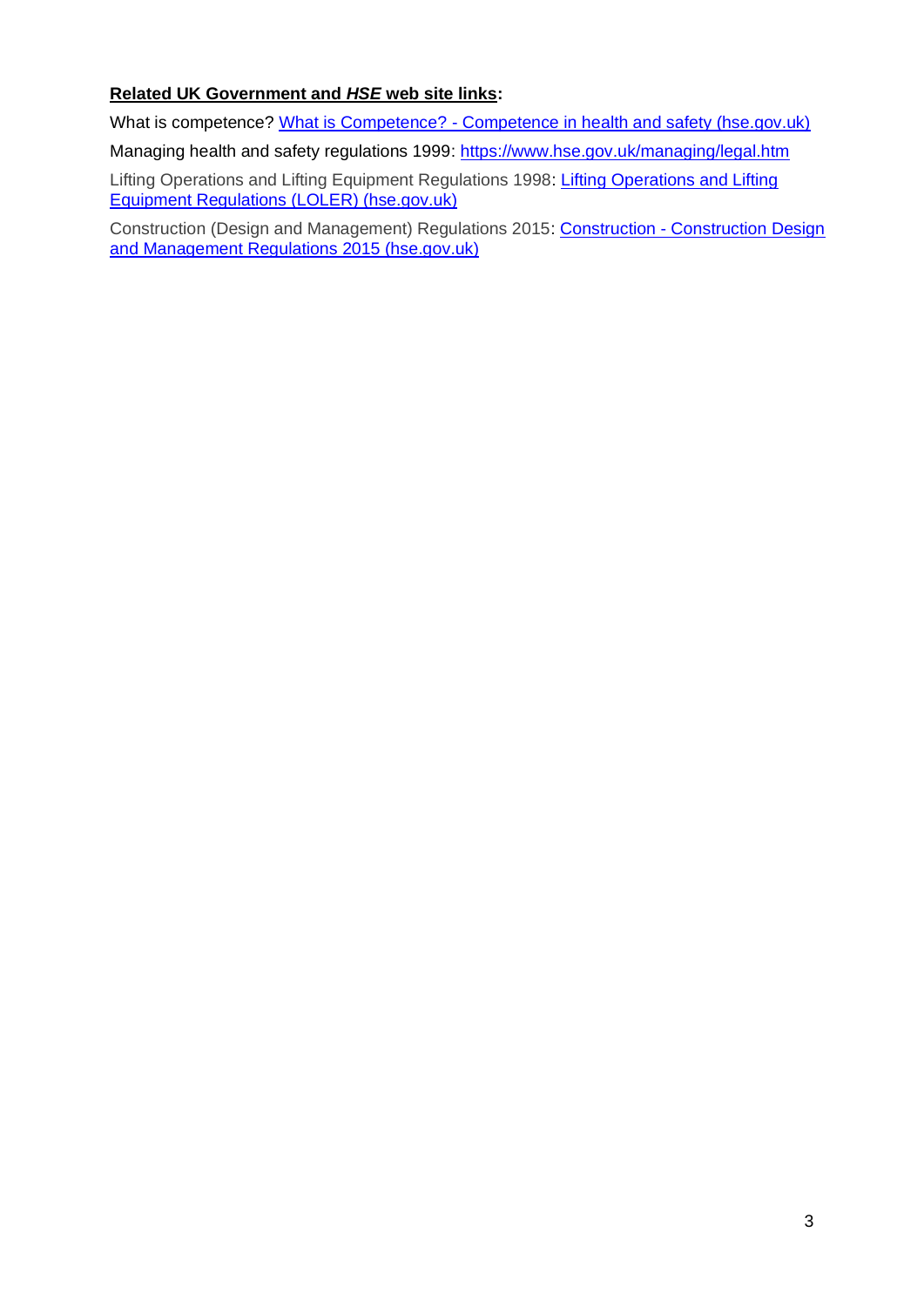**Related UK Government and *HSE* web site links:**

What is competence? What is Competence? - Competence in health and safety (hse.gov.uk)

Managing health and safety regulations 1999: https://www.hse.gov.uk/managing/legal.htm

Lifting Operations and Lifting Equipment Regulations 1998: Lifting Operations and Lifting Equipment Regulations (LOLER) (hse.gov.uk)

Construction (Design and Management) Regulations 2015: Construction - Construction Design and Management Regulations 2015 (hse.gov.uk)